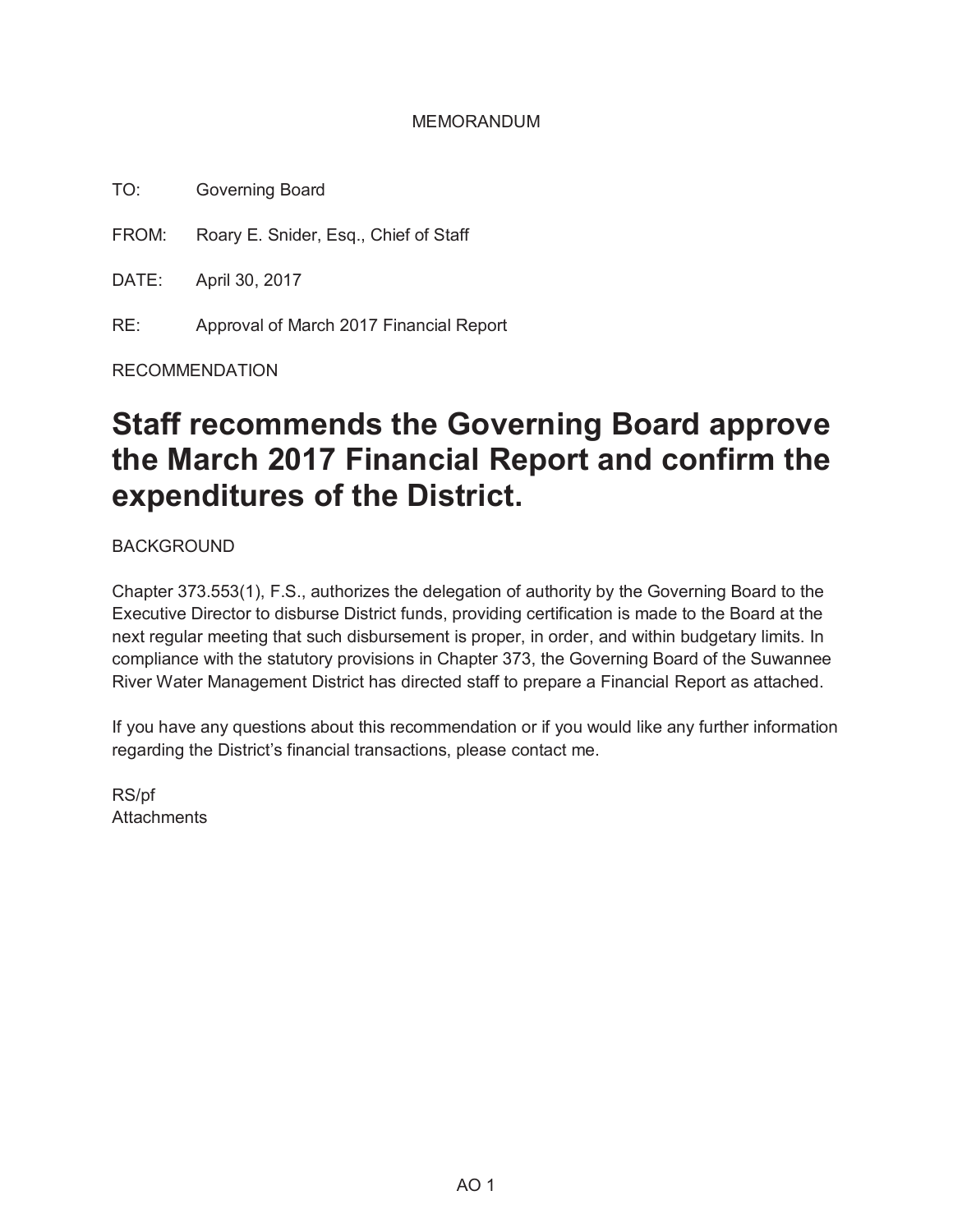MEMORANDUM

TO: Governing Board

FROM: Roary E. Snider, Esq., Chief of Staff

DATE: April 30, 2017

RE: Approval of March 2017 Financial Report

RECOMMENDATION

# Staff recommends the Governing Board approve the March 2017 Financial Report and confirm the expenditures of the District.

BACKGROUND

Chapter 373.553(1), F.S., authorizes the delegation of authority by the Governing Board to the Executive Director to disburse District funds, providing certification is made to the Board at the next regular meeting that such disbursement is proper, in order, and within budgetary limits. In compliance with the statutory provisions in Chapter 373, the Governing Board of the Suwannee River Water Management District has directed staff to prepare a Financial Report as attached.

If you have any questions about this recommendation or if you would like any further information regarding the District's financial transactions, please contact me.

RS/pf
Attachments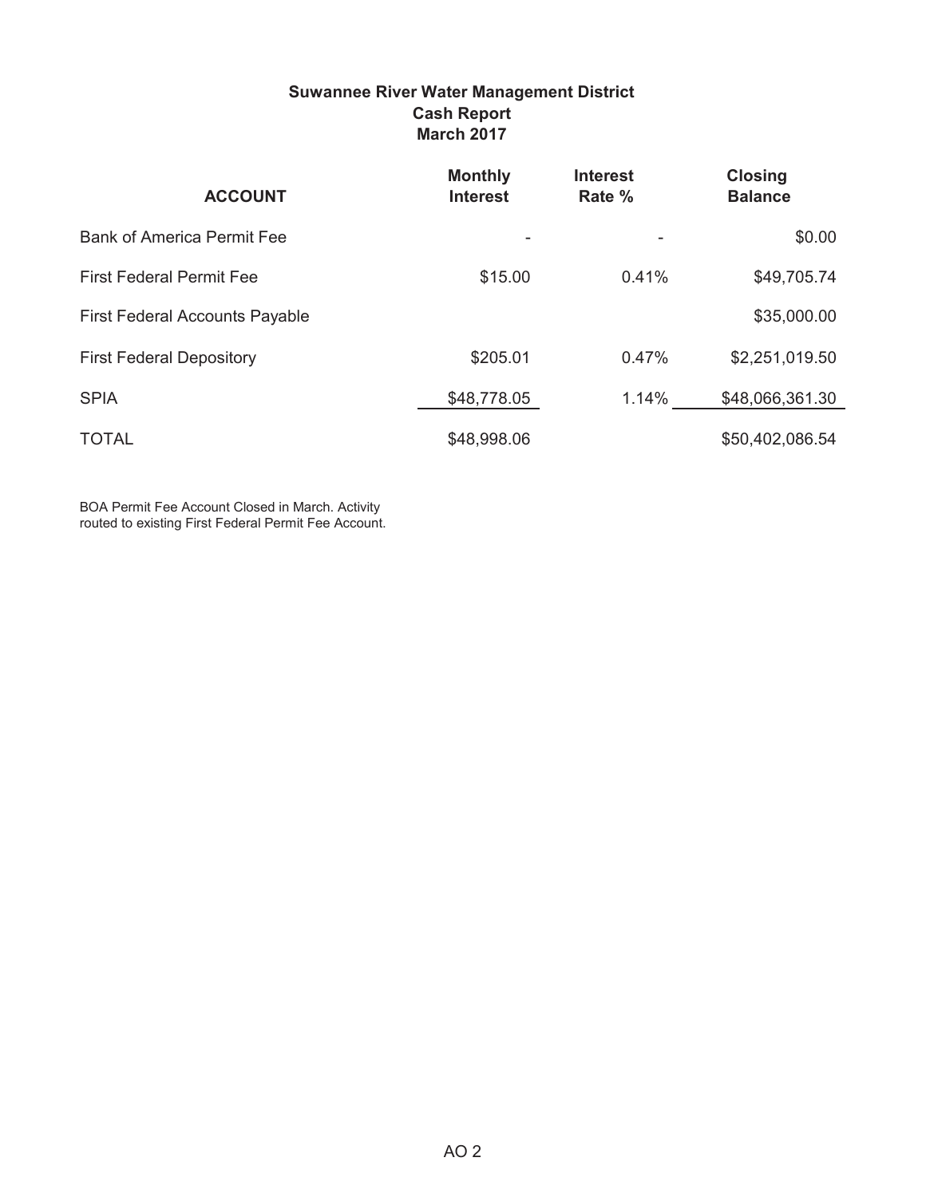**Suwannee River Water Management District**
**Cash Report**
**March 2017**

| ACCOUNT | Monthly Interest | Interest Rate % | Closing Balance |
|---|---|---|---|
| Bank of America Permit Fee | - | - | $0.00 |
| First Federal Permit Fee | $15.00 | 0.41% | $49,705.74 |
| First Federal Accounts Payable | | | $35,000.00 |
| First Federal Depository | $205.01 | 0.47% | $2,251,019.50 |
| SPIA | $48,778.05 | 1.14% | $48,066,361.30 |
| TOTAL | $48,998.06 | | $50,402,086.54 |

BOA Permit Fee Account Closed in March. Activity routed to existing First Federal Permit Fee Account.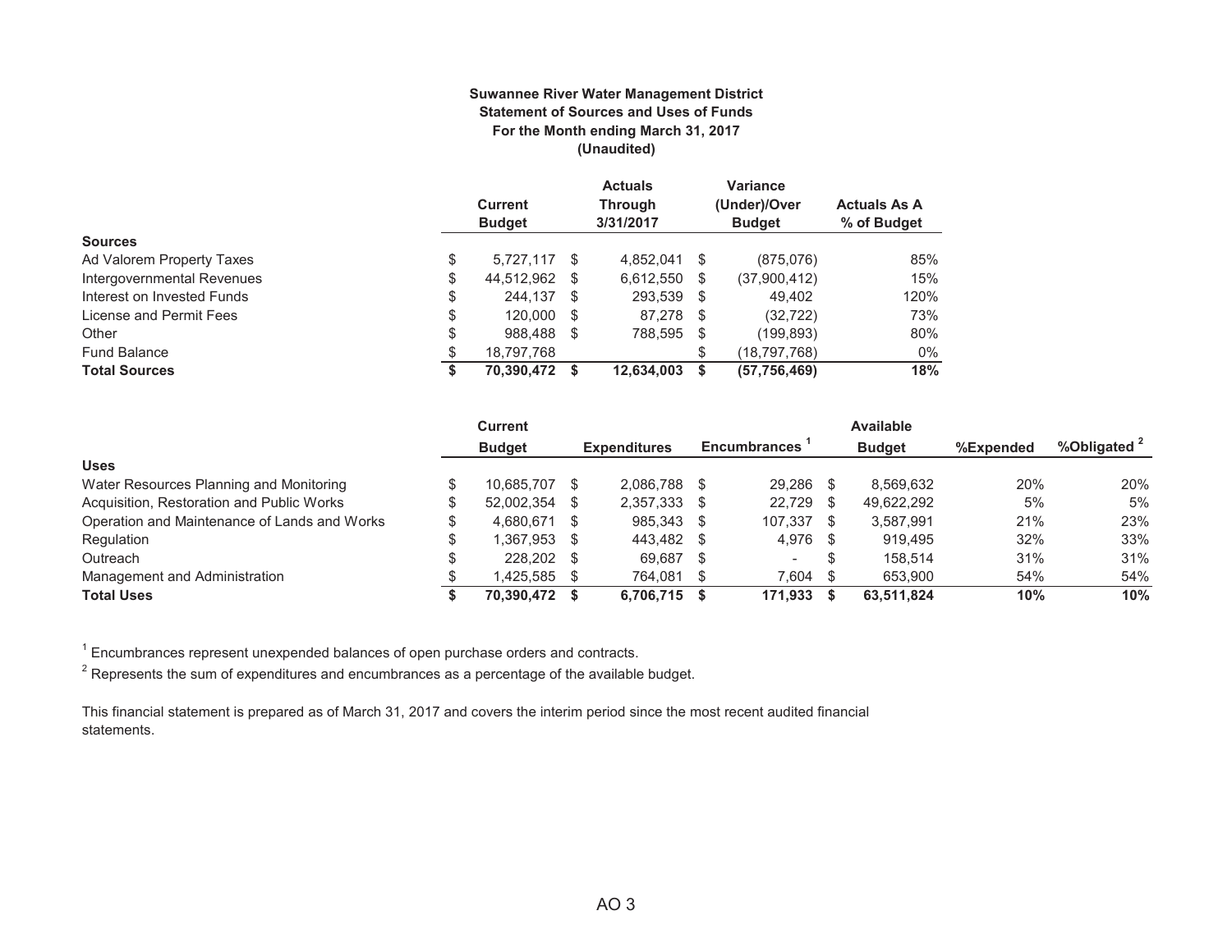**Suwannee River Water Management District**
**Statement of Sources and Uses of Funds**
**For the Month ending March 31, 2017**
**(Unaudited)**

| | Current Budget | Actuals Through 3/31/2017 | Variance (Under)/Over Budget | Actuals As A % of Budget |
|---|---|---|---|---|
| **Sources** | | | | |
| Ad Valorem Property Taxes | $ 5,727,117 | $ 4,852,041 | $ (875,076) | 85% |
| Intergovernmental Revenues | $ 44,512,962 | $ 6,612,550 | $ (37,900,412) | 15% |
| Interest on Invested Funds | $ 244,137 | $ 293,539 | $ 49,402 | 120% |
| License and Permit Fees | $ 120,000 | $ 87,278 | $ (32,722) | 73% |
| Other | $ 988,488 | $ 788,595 | $ (199,893) | 80% |
| Fund Balance | $ 18,797,768 | | $ (18,797,768) | 0% |
| **Total Sources** | **$ 70,390,472** | **$ 12,634,003** | **$ (57,756,469)** | **18%** |

| | Current Budget | Expenditures | Encumbrances [1] | Available Budget | %Expended | %Obligated [2] |
|---|---|---|---|---|---|---|
| **Uses** | | | | | | |
| Water Resources Planning and Monitoring | $ 10,685,707 | $ 2,086,788 | $ 29,286 | $ 8,569,632 | 20% | 20% |
| Acquisition, Restoration and Public Works | $ 52,002,354 | $ 2,357,333 | $ 22,729 | $ 49,622,292 | 5% | 5% |
| Operation and Maintenance of Lands and Works | $ 4,680,671 | $ 985,343 | $ 107,337 | $ 3,587,991 | 21% | 23% |
| Regulation | $ 1,367,953 | $ 443,482 | $ 4,976 | $ 919,495 | 32% | 33% |
| Outreach | $ 228,202 | $ 69,687 | $ - | $ 158,514 | 31% | 31% |
| Management and Administration | $ 1,425,585 | $ 764,081 | $ 7,604 | $ 653,900 | 54% | 54% |
| **Total Uses** | **$ 70,390,472** | **$ 6,706,715** | **$ 171,933** | **$ 63,511,824** | **10%** | **10%** |

[1] Encumbrances represent unexpended balances of open purchase orders and contracts.

[2] Represents the sum of expenditures and encumbrances as a percentage of the available budget.

This financial statement is prepared as of March 31, 2017 and covers the interim period since the most recent audited financial statements.

AO 3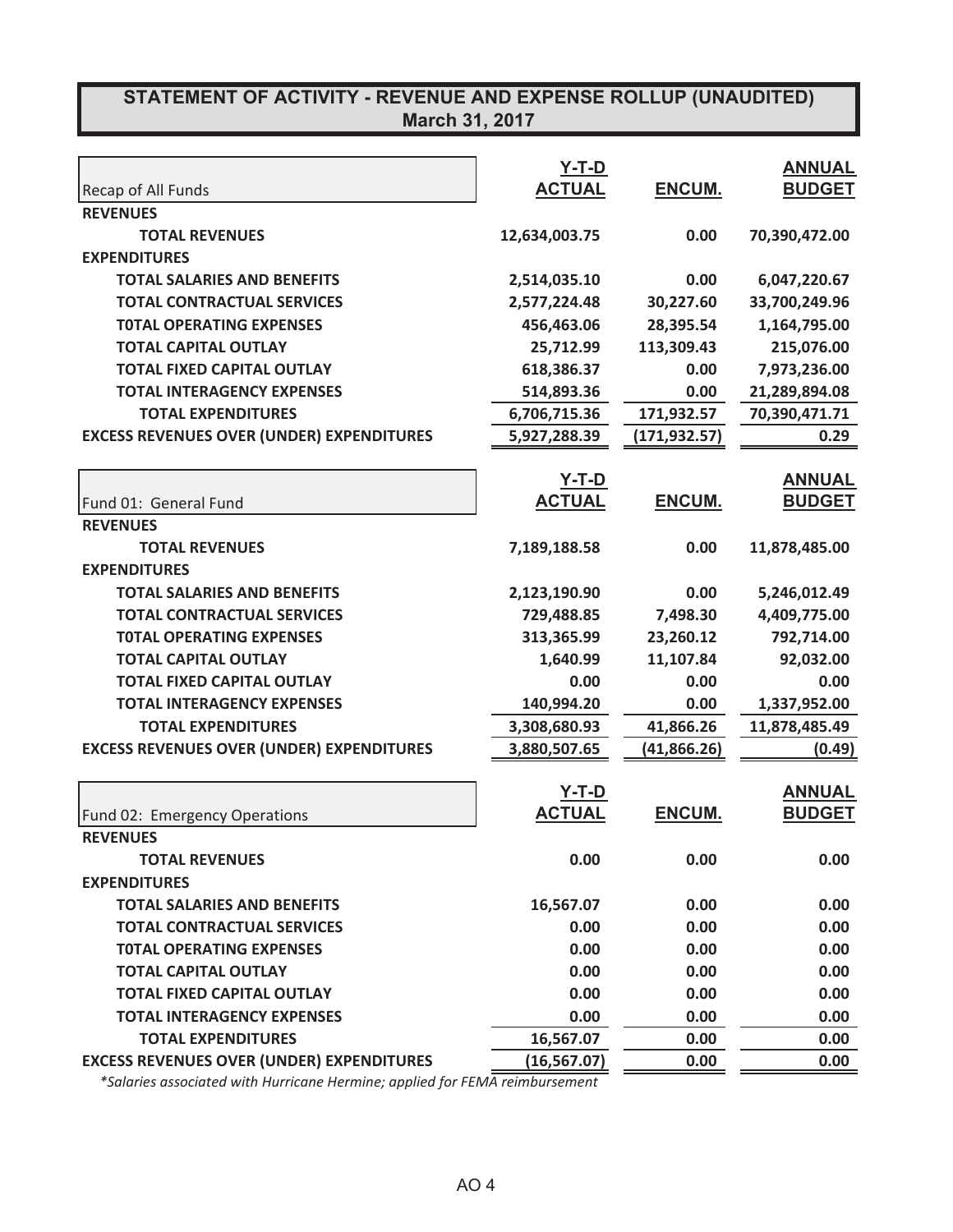## STATEMENT OF ACTIVITY - REVENUE AND EXPENSE ROLLUP (UNAUDITED)
## March 31, 2017

| Recap of All Funds | Y-T-D ACTUAL | ENCUM. | ANNUAL BUDGET |
|---|---|---|---|
| **REVENUES** | | | |
| **TOTAL REVENUES** | 12,634,003.75 | 0.00 | 70,390,472.00 |
| **EXPENDITURES** | | | |
| **TOTAL SALARIES AND BENEFITS** | 2,514,035.10 | 0.00 | 6,047,220.67 |
| **TOTAL CONTRACTUAL SERVICES** | 2,577,224.48 | 30,227.60 | 33,700,249.96 |
| **T0TAL OPERATING EXPENSES** | 456,463.06 | 28,395.54 | 1,164,795.00 |
| **TOTAL CAPITAL OUTLAY** | 25,712.99 | 113,309.43 | 215,076.00 |
| **TOTAL FIXED CAPITAL OUTLAY** | 618,386.37 | 0.00 | 7,973,236.00 |
| **TOTAL INTERAGENCY EXPENSES** | 514,893.36 | 0.00 | 21,289,894.08 |
| **TOTAL EXPENDITURES** | 6,706,715.36 | 171,932.57 | 70,390,471.71 |
| **EXCESS REVENUES OVER (UNDER) EXPENDITURES** | 5,927,288.39 | (171,932.57) | 0.29 |

| Fund 01: General Fund | Y-T-D ACTUAL | ENCUM. | ANNUAL BUDGET |
|---|---|---|---|
| **REVENUES** | | | |
| **TOTAL REVENUES** | 7,189,188.58 | 0.00 | 11,878,485.00 |
| **EXPENDITURES** | | | |
| **TOTAL SALARIES AND BENEFITS** | 2,123,190.90 | 0.00 | 5,246,012.49 |
| **TOTAL CONTRACTUAL SERVICES** | 729,488.85 | 7,498.30 | 4,409,775.00 |
| **T0TAL OPERATING EXPENSES** | 313,365.99 | 23,260.12 | 792,714.00 |
| **TOTAL CAPITAL OUTLAY** | 1,640.99 | 11,107.84 | 92,032.00 |
| **TOTAL FIXED CAPITAL OUTLAY** | 0.00 | 0.00 | 0.00 |
| **TOTAL INTERAGENCY EXPENSES** | 140,994.20 | 0.00 | 1,337,952.00 |
| **TOTAL EXPENDITURES** | 3,308,680.93 | 41,866.26 | 11,878,485.49 |
| **EXCESS REVENUES OVER (UNDER) EXPENDITURES** | 3,880,507.65 | (41,866.26) | (0.49) |

| Fund 02: Emergency Operations | Y-T-D ACTUAL | ENCUM. | ANNUAL BUDGET |
|---|---|---|---|
| **REVENUES** | | | |
| **TOTAL REVENUES** | 0.00 | 0.00 | 0.00 |
| **EXPENDITURES** | | | |
| **TOTAL SALARIES AND BENEFITS** | 16,567.07 | 0.00 | 0.00 |
| **TOTAL CONTRACTUAL SERVICES** | 0.00 | 0.00 | 0.00 |
| **T0TAL OPERATING EXPENSES** | 0.00 | 0.00 | 0.00 |
| **TOTAL CAPITAL OUTLAY** | 0.00 | 0.00 | 0.00 |
| **TOTAL FIXED CAPITAL OUTLAY** | 0.00 | 0.00 | 0.00 |
| **TOTAL INTERAGENCY EXPENSES** | 0.00 | 0.00 | 0.00 |
| **TOTAL EXPENDITURES** | 16,567.07 | 0.00 | 0.00 |
| **EXCESS REVENUES OVER (UNDER) EXPENDITURES** | (16,567.07) | 0.00 | 0.00 |

*\*Salaries associated with Hurricane Hermine; applied for FEMA reimbursement*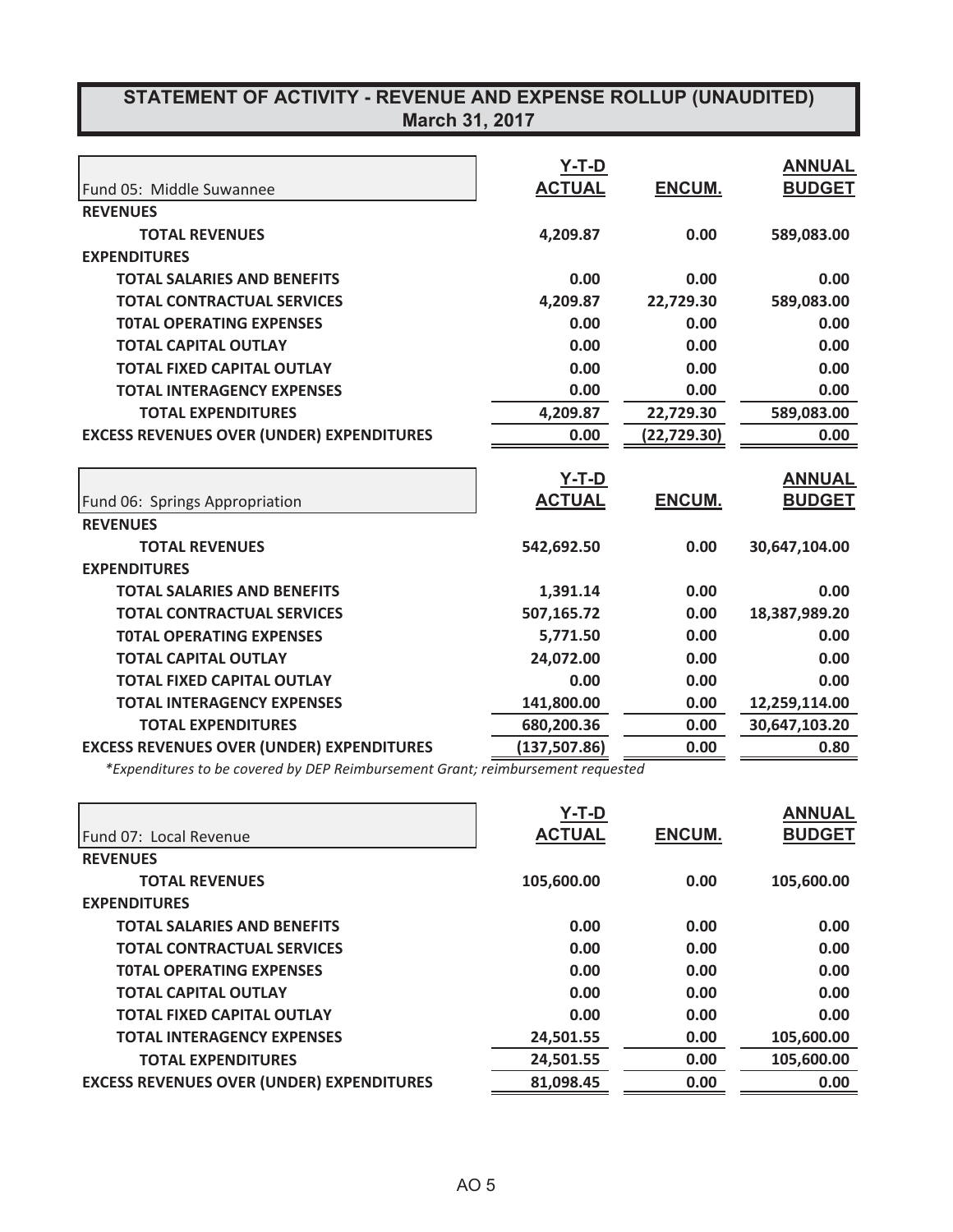## STATEMENT OF ACTIVITY - REVENUE AND EXPENSE ROLLUP (UNAUDITED)
## March 31, 2017

| Fund 05: Middle Suwannee | Y-T-D ACTUAL | ENCUM. | ANNUAL BUDGET |
|---|---|---|---|
| **REVENUES** | | | |
| **TOTAL REVENUES** | 4,209.87 | 0.00 | 589,083.00 |
| **EXPENDITURES** | | | |
| **TOTAL SALARIES AND BENEFITS** | 0.00 | 0.00 | 0.00 |
| **TOTAL CONTRACTUAL SERVICES** | 4,209.87 | 22,729.30 | 589,083.00 |
| **T0TAL OPERATING EXPENSES** | 0.00 | 0.00 | 0.00 |
| **TOTAL CAPITAL OUTLAY** | 0.00 | 0.00 | 0.00 |
| **TOTAL FIXED CAPITAL OUTLAY** | 0.00 | 0.00 | 0.00 |
| **TOTAL INTERAGENCY EXPENSES** | 0.00 | 0.00 | 0.00 |
| **TOTAL EXPENDITURES** | 4,209.87 | 22,729.30 | 589,083.00 |
| **EXCESS REVENUES OVER (UNDER) EXPENDITURES** | 0.00 | (22,729.30) | 0.00 |

| Fund 06: Springs Appropriation | Y-T-D ACTUAL | ENCUM. | ANNUAL BUDGET |
|---|---|---|---|
| **REVENUES** | | | |
| **TOTAL REVENUES** | 542,692.50 | 0.00 | 30,647,104.00 |
| **EXPENDITURES** | | | |
| **TOTAL SALARIES AND BENEFITS** | 1,391.14 | 0.00 | 0.00 |
| **TOTAL CONTRACTUAL SERVICES** | 507,165.72 | 0.00 | 18,387,989.20 |
| **T0TAL OPERATING EXPENSES** | 5,771.50 | 0.00 | 0.00 |
| **TOTAL CAPITAL OUTLAY** | 24,072.00 | 0.00 | 0.00 |
| **TOTAL FIXED CAPITAL OUTLAY** | 0.00 | 0.00 | 0.00 |
| **TOTAL INTERAGENCY EXPENSES** | 141,800.00 | 0.00 | 12,259,114.00 |
| **TOTAL EXPENDITURES** | 680,200.36 | 0.00 | 30,647,103.20 |
| **EXCESS REVENUES OVER (UNDER) EXPENDITURES** | (137,507.86) | 0.00 | 0.80 |

*\*Expenditures to be covered by DEP Reimbursement Grant; reimbursement requested*

| Fund 07: Local Revenue | Y-T-D ACTUAL | ENCUM. | ANNUAL BUDGET |
|---|---|---|---|
| **REVENUES** | | | |
| **TOTAL REVENUES** | 105,600.00 | 0.00 | 105,600.00 |
| **EXPENDITURES** | | | |
| **TOTAL SALARIES AND BENEFITS** | 0.00 | 0.00 | 0.00 |
| **TOTAL CONTRACTUAL SERVICES** | 0.00 | 0.00 | 0.00 |
| **T0TAL OPERATING EXPENSES** | 0.00 | 0.00 | 0.00 |
| **TOTAL CAPITAL OUTLAY** | 0.00 | 0.00 | 0.00 |
| **TOTAL FIXED CAPITAL OUTLAY** | 0.00 | 0.00 | 0.00 |
| **TOTAL INTERAGENCY EXPENSES** | 24,501.55 | 0.00 | 105,600.00 |
| **TOTAL EXPENDITURES** | 24,501.55 | 0.00 | 105,600.00 |
| **EXCESS REVENUES OVER (UNDER) EXPENDITURES** | 81,098.45 | 0.00 | 0.00 |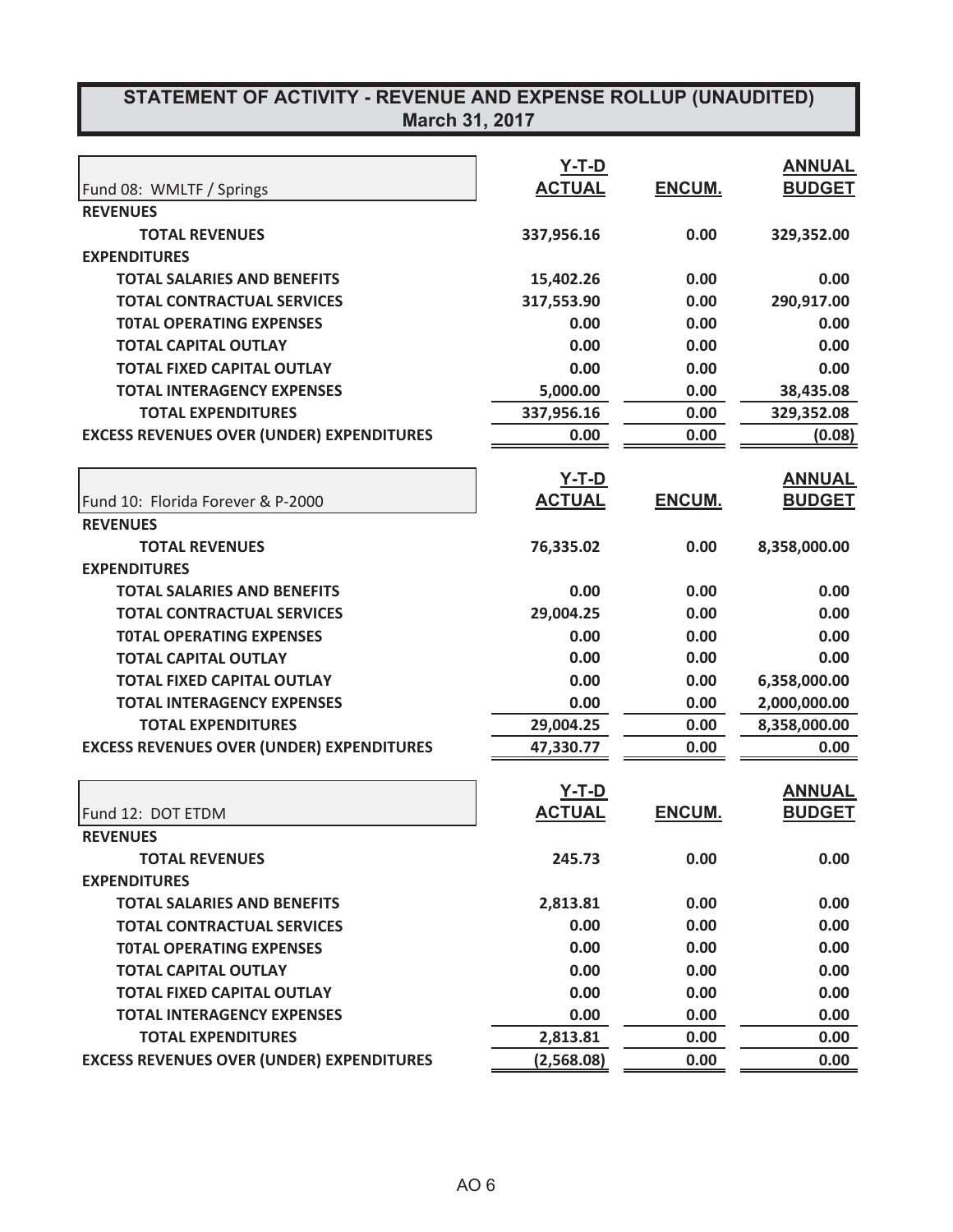## STATEMENT OF ACTIVITY - REVENUE AND EXPENSE ROLLUP (UNAUDITED)
## March 31, 2017

| Fund 08: WMLTF / Springs | Y-T-D ACTUAL | ENCUM. | ANNUAL BUDGET |
|---|---|---|---|
| **REVENUES** | | | |
| **TOTAL REVENUES** | 337,956.16 | 0.00 | 329,352.00 |
| **EXPENDITURES** | | | |
| **TOTAL SALARIES AND BENEFITS** | 15,402.26 | 0.00 | 0.00 |
| **TOTAL CONTRACTUAL SERVICES** | 317,553.90 | 0.00 | 290,917.00 |
| **T0TAL OPERATING EXPENSES** | 0.00 | 0.00 | 0.00 |
| **TOTAL CAPITAL OUTLAY** | 0.00 | 0.00 | 0.00 |
| **TOTAL FIXED CAPITAL OUTLAY** | 0.00 | 0.00 | 0.00 |
| **TOTAL INTERAGENCY EXPENSES** | 5,000.00 | 0.00 | 38,435.08 |
| **TOTAL EXPENDITURES** | 337,956.16 | 0.00 | 329,352.08 |
| **EXCESS REVENUES OVER (UNDER) EXPENDITURES** | 0.00 | 0.00 | (0.08) |

| Fund 10: Florida Forever & P-2000 | Y-T-D ACTUAL | ENCUM. | ANNUAL BUDGET |
|---|---|---|---|
| **REVENUES** | | | |
| **TOTAL REVENUES** | 76,335.02 | 0.00 | 8,358,000.00 |
| **EXPENDITURES** | | | |
| **TOTAL SALARIES AND BENEFITS** | 0.00 | 0.00 | 0.00 |
| **TOTAL CONTRACTUAL SERVICES** | 29,004.25 | 0.00 | 0.00 |
| **T0TAL OPERATING EXPENSES** | 0.00 | 0.00 | 0.00 |
| **TOTAL CAPITAL OUTLAY** | 0.00 | 0.00 | 0.00 |
| **TOTAL FIXED CAPITAL OUTLAY** | 0.00 | 0.00 | 6,358,000.00 |
| **TOTAL INTERAGENCY EXPENSES** | 0.00 | 0.00 | 2,000,000.00 |
| **TOTAL EXPENDITURES** | 29,004.25 | 0.00 | 8,358,000.00 |
| **EXCESS REVENUES OVER (UNDER) EXPENDITURES** | 47,330.77 | 0.00 | 0.00 |

| Fund 12: DOT ETDM | Y-T-D ACTUAL | ENCUM. | ANNUAL BUDGET |
|---|---|---|---|
| **REVENUES** | | | |
| **TOTAL REVENUES** | 245.73 | 0.00 | 0.00 |
| **EXPENDITURES** | | | |
| **TOTAL SALARIES AND BENEFITS** | 2,813.81 | 0.00 | 0.00 |
| **TOTAL CONTRACTUAL SERVICES** | 0.00 | 0.00 | 0.00 |
| **T0TAL OPERATING EXPENSES** | 0.00 | 0.00 | 0.00 |
| **TOTAL CAPITAL OUTLAY** | 0.00 | 0.00 | 0.00 |
| **TOTAL FIXED CAPITAL OUTLAY** | 0.00 | 0.00 | 0.00 |
| **TOTAL INTERAGENCY EXPENSES** | 0.00 | 0.00 | 0.00 |
| **TOTAL EXPENDITURES** | 2,813.81 | 0.00 | 0.00 |
| **EXCESS REVENUES OVER (UNDER) EXPENDITURES** | (2,568.08) | 0.00 | 0.00 |

AO 6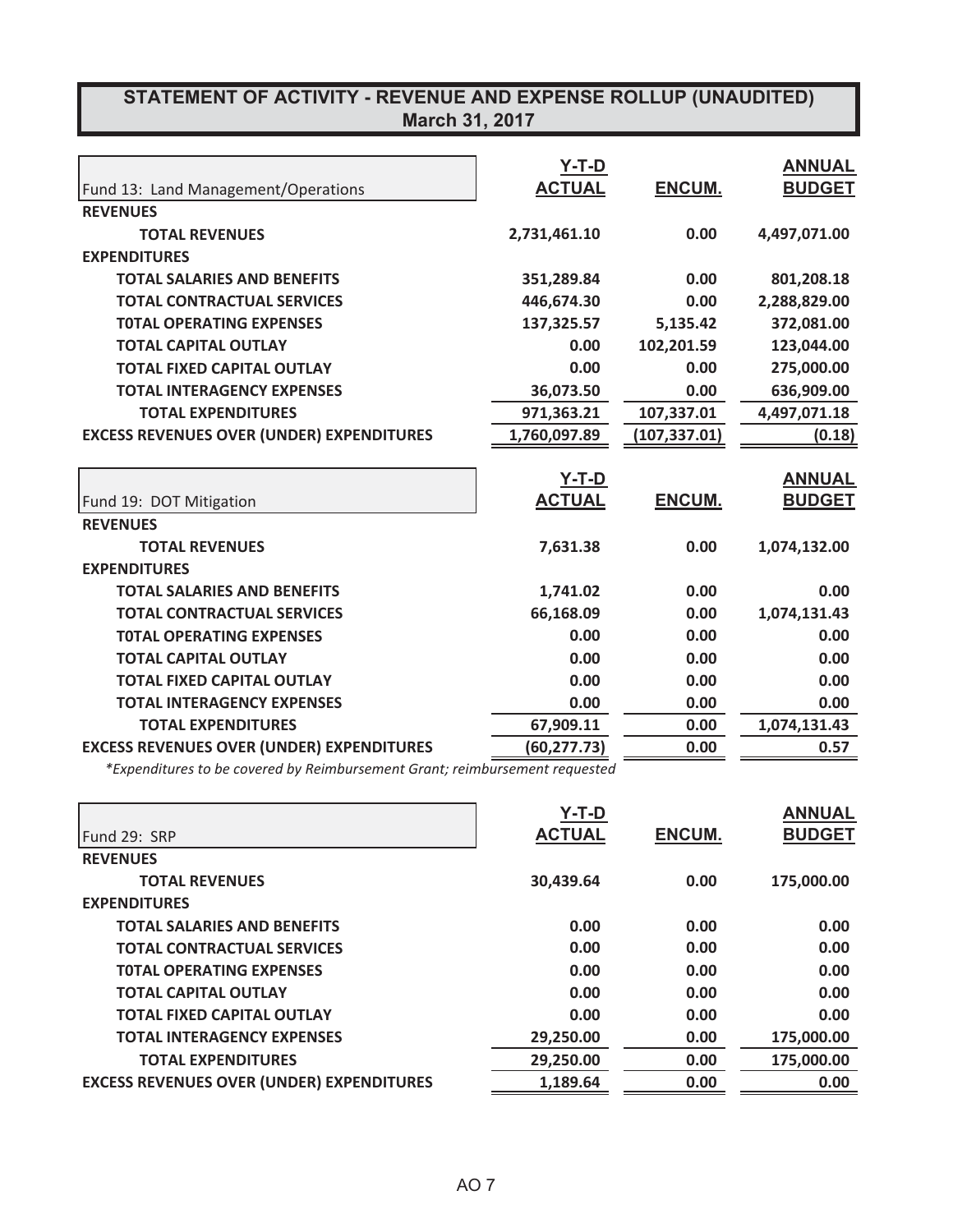## STATEMENT OF ACTIVITY - REVENUE AND EXPENSE ROLLUP (UNAUDITED)

**March 31, 2017**

| Fund 13: Land Management/Operations | Y-T-D ACTUAL | ENCUM. | ANNUAL BUDGET |
|---|---|---|---|
| **REVENUES** | | | |
| **TOTAL REVENUES** | **2,731,461.10** | **0.00** | **4,497,071.00** |
| **EXPENDITURES** | | | |
| **TOTAL SALARIES AND BENEFITS** | **351,289.84** | **0.00** | **801,208.18** |
| **TOTAL CONTRACTUAL SERVICES** | **446,674.30** | **0.00** | **2,288,829.00** |
| **T0TAL OPERATING EXPENSES** | **137,325.57** | **5,135.42** | **372,081.00** |
| **TOTAL CAPITAL OUTLAY** | **0.00** | **102,201.59** | **123,044.00** |
| **TOTAL FIXED CAPITAL OUTLAY** | **0.00** | **0.00** | **275,000.00** |
| **TOTAL INTERAGENCY EXPENSES** | **36,073.50** | **0.00** | **636,909.00** |
| **TOTAL EXPENDITURES** | **971,363.21** | **107,337.01** | **4,497,071.18** |
| **EXCESS REVENUES OVER (UNDER) EXPENDITURES** | **1,760,097.89** | **(107,337.01)** | **(0.18)** |

| Fund 19: DOT Mitigation | Y-T-D ACTUAL | ENCUM. | ANNUAL BUDGET |
|---|---|---|---|
| **REVENUES** | | | |
| **TOTAL REVENUES** | **7,631.38** | **0.00** | **1,074,132.00** |
| **EXPENDITURES** | | | |
| **TOTAL SALARIES AND BENEFITS** | **1,741.02** | **0.00** | **0.00** |
| **TOTAL CONTRACTUAL SERVICES** | **66,168.09** | **0.00** | **1,074,131.43** |
| **T0TAL OPERATING EXPENSES** | **0.00** | **0.00** | **0.00** |
| **TOTAL CAPITAL OUTLAY** | **0.00** | **0.00** | **0.00** |
| **TOTAL FIXED CAPITAL OUTLAY** | **0.00** | **0.00** | **0.00** |
| **TOTAL INTERAGENCY EXPENSES** | **0.00** | **0.00** | **0.00** |
| **TOTAL EXPENDITURES** | **67,909.11** | **0.00** | **1,074,131.43** |
| **EXCESS REVENUES OVER (UNDER) EXPENDITURES** | **(60,277.73)** | **0.00** | **0.57** |

*\*Expenditures to be covered by Reimbursement Grant; reimbursement requested*

| Fund 29: SRP | Y-T-D ACTUAL | ENCUM. | ANNUAL BUDGET |
|---|---|---|---|
| **REVENUES** | | | |
| **TOTAL REVENUES** | **30,439.64** | **0.00** | **175,000.00** |
| **EXPENDITURES** | | | |
| **TOTAL SALARIES AND BENEFITS** | **0.00** | **0.00** | **0.00** |
| **TOTAL CONTRACTUAL SERVICES** | **0.00** | **0.00** | **0.00** |
| **T0TAL OPERATING EXPENSES** | **0.00** | **0.00** | **0.00** |
| **TOTAL CAPITAL OUTLAY** | **0.00** | **0.00** | **0.00** |
| **TOTAL FIXED CAPITAL OUTLAY** | **0.00** | **0.00** | **0.00** |
| **TOTAL INTERAGENCY EXPENSES** | **29,250.00** | **0.00** | **175,000.00** |
| **TOTAL EXPENDITURES** | **29,250.00** | **0.00** | **175,000.00** |
| **EXCESS REVENUES OVER (UNDER) EXPENDITURES** | **1,189.64** | **0.00** | **0.00** |

AO 7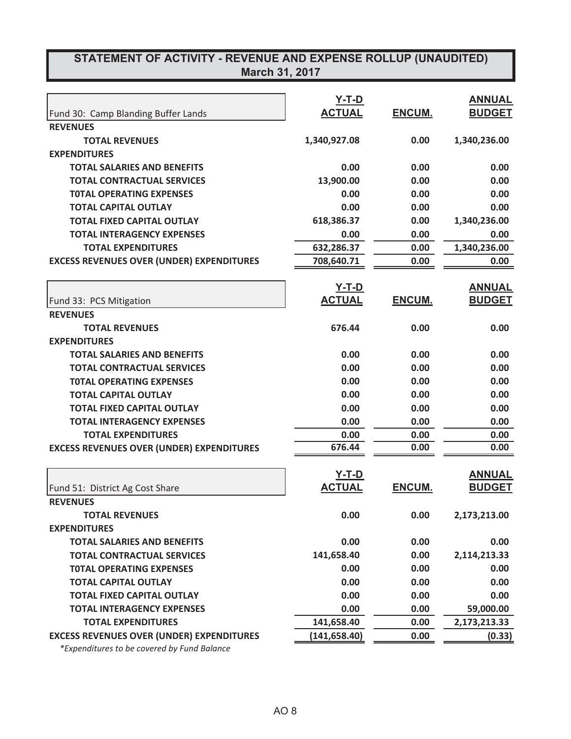## STATEMENT OF ACTIVITY - REVENUE AND EXPENSE ROLLUP (UNAUDITED)
### March 31, 2017

| Fund 30: Camp Blanding Buffer Lands | Y-T-D ACTUAL | ENCUM. | ANNUAL BUDGET |
|---|---|---|---|
| **REVENUES** | | | |
| **TOTAL REVENUES** | 1,340,927.08 | 0.00 | 1,340,236.00 |
| **EXPENDITURES** | | | |
| **TOTAL SALARIES AND BENEFITS** | 0.00 | 0.00 | 0.00 |
| **TOTAL CONTRACTUAL SERVICES** | 13,900.00 | 0.00 | 0.00 |
| **T0TAL OPERATING EXPENSES** | 0.00 | 0.00 | 0.00 |
| **TOTAL CAPITAL OUTLAY** | 0.00 | 0.00 | 0.00 |
| **TOTAL FIXED CAPITAL OUTLAY** | 618,386.37 | 0.00 | 1,340,236.00 |
| **TOTAL INTERAGENCY EXPENSES** | 0.00 | 0.00 | 0.00 |
| **TOTAL EXPENDITURES** | 632,286.37 | 0.00 | 1,340,236.00 |
| **EXCESS REVENUES OVER (UNDER) EXPENDITURES** | 708,640.71 | 0.00 | 0.00 |

| Fund 33: PCS Mitigation | Y-T-D ACTUAL | ENCUM. | ANNUAL BUDGET |
|---|---|---|---|
| **REVENUES** | | | |
| **TOTAL REVENUES** | 676.44 | 0.00 | 0.00 |
| **EXPENDITURES** | | | |
| **TOTAL SALARIES AND BENEFITS** | 0.00 | 0.00 | 0.00 |
| **TOTAL CONTRACTUAL SERVICES** | 0.00 | 0.00 | 0.00 |
| **T0TAL OPERATING EXPENSES** | 0.00 | 0.00 | 0.00 |
| **TOTAL CAPITAL OUTLAY** | 0.00 | 0.00 | 0.00 |
| **TOTAL FIXED CAPITAL OUTLAY** | 0.00 | 0.00 | 0.00 |
| **TOTAL INTERAGENCY EXPENSES** | 0.00 | 0.00 | 0.00 |
| **TOTAL EXPENDITURES** | 0.00 | 0.00 | 0.00 |
| **EXCESS REVENUES OVER (UNDER) EXPENDITURES** | 676.44 | 0.00 | 0.00 |

| Fund 51: District Ag Cost Share | Y-T-D ACTUAL | ENCUM. | ANNUAL BUDGET |
|---|---|---|---|
| **REVENUES** | | | |
| **TOTAL REVENUES** | 0.00 | 0.00 | 2,173,213.00 |
| **EXPENDITURES** | | | |
| **TOTAL SALARIES AND BENEFITS** | 0.00 | 0.00 | 0.00 |
| **TOTAL CONTRACTUAL SERVICES** | 141,658.40 | 0.00 | 2,114,213.33 |
| **T0TAL OPERATING EXPENSES** | 0.00 | 0.00 | 0.00 |
| **TOTAL CAPITAL OUTLAY** | 0.00 | 0.00 | 0.00 |
| **TOTAL FIXED CAPITAL OUTLAY** | 0.00 | 0.00 | 0.00 |
| **TOTAL INTERAGENCY EXPENSES** | 0.00 | 0.00 | 59,000.00 |
| **TOTAL EXPENDITURES** | 141,658.40 | 0.00 | 2,173,213.33 |
| **EXCESS REVENUES OVER (UNDER) EXPENDITURES** | (141,658.40) | 0.00 | (0.33) |

*\*Expenditures to be covered by Fund Balance*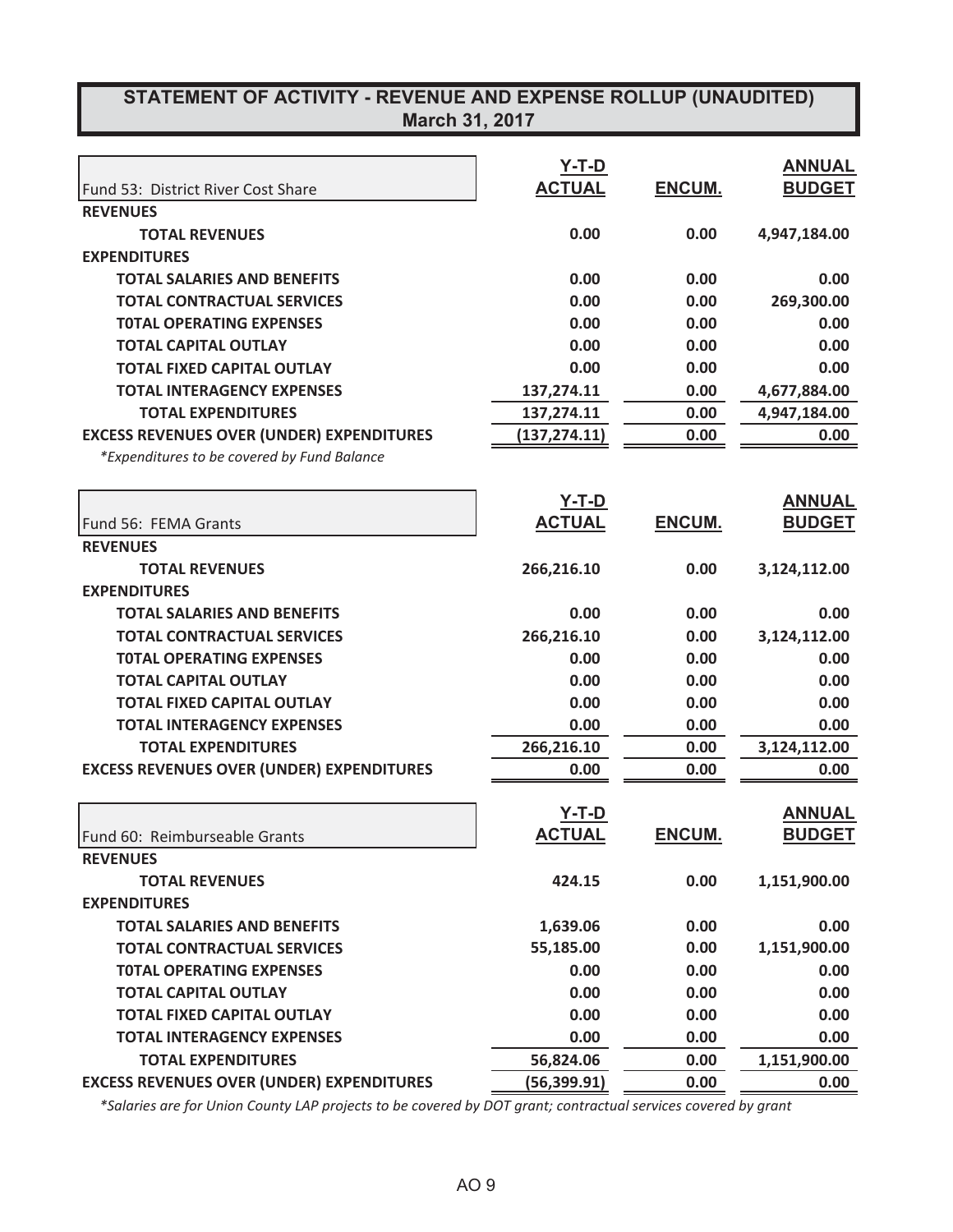## STATEMENT OF ACTIVITY - REVENUE AND EXPENSE ROLLUP (UNAUDITED)
## March 31, 2017

| Fund 53: District River Cost Share | Y-T-D ACTUAL | ENCUM. | ANNUAL BUDGET |
|---|---|---|---|
| **REVENUES** | | | |
| **TOTAL REVENUES** | 0.00 | 0.00 | 4,947,184.00 |
| **EXPENDITURES** | | | |
| **TOTAL SALARIES AND BENEFITS** | 0.00 | 0.00 | 0.00 |
| **TOTAL CONTRACTUAL SERVICES** | 0.00 | 0.00 | 269,300.00 |
| **T0TAL OPERATING EXPENSES** | 0.00 | 0.00 | 0.00 |
| **TOTAL CAPITAL OUTLAY** | 0.00 | 0.00 | 0.00 |
| **TOTAL FIXED CAPITAL OUTLAY** | 0.00 | 0.00 | 0.00 |
| **TOTAL INTERAGENCY EXPENSES** | 137,274.11 | 0.00 | 4,677,884.00 |
| **TOTAL EXPENDITURES** | 137,274.11 | 0.00 | 4,947,184.00 |
| **EXCESS REVENUES OVER (UNDER) EXPENDITURES** | (137,274.11) | 0.00 | 0.00 |

*\*Expenditures to be covered by Fund Balance*

| Fund 56: FEMA Grants | Y-T-D ACTUAL | ENCUM. | ANNUAL BUDGET |
|---|---|---|---|
| **REVENUES** | | | |
| **TOTAL REVENUES** | 266,216.10 | 0.00 | 3,124,112.00 |
| **EXPENDITURES** | | | |
| **TOTAL SALARIES AND BENEFITS** | 0.00 | 0.00 | 0.00 |
| **TOTAL CONTRACTUAL SERVICES** | 266,216.10 | 0.00 | 3,124,112.00 |
| **T0TAL OPERATING EXPENSES** | 0.00 | 0.00 | 0.00 |
| **TOTAL CAPITAL OUTLAY** | 0.00 | 0.00 | 0.00 |
| **TOTAL FIXED CAPITAL OUTLAY** | 0.00 | 0.00 | 0.00 |
| **TOTAL INTERAGENCY EXPENSES** | 0.00 | 0.00 | 0.00 |
| **TOTAL EXPENDITURES** | 266,216.10 | 0.00 | 3,124,112.00 |
| **EXCESS REVENUES OVER (UNDER) EXPENDITURES** | 0.00 | 0.00 | 0.00 |

| Fund 60: Reimburseable Grants | Y-T-D ACTUAL | ENCUM. | ANNUAL BUDGET |
|---|---|---|---|
| **REVENUES** | | | |
| **TOTAL REVENUES** | 424.15 | 0.00 | 1,151,900.00 |
| **EXPENDITURES** | | | |
| **TOTAL SALARIES AND BENEFITS** | 1,639.06 | 0.00 | 0.00 |
| **TOTAL CONTRACTUAL SERVICES** | 55,185.00 | 0.00 | 1,151,900.00 |
| **T0TAL OPERATING EXPENSES** | 0.00 | 0.00 | 0.00 |
| **TOTAL CAPITAL OUTLAY** | 0.00 | 0.00 | 0.00 |
| **TOTAL FIXED CAPITAL OUTLAY** | 0.00 | 0.00 | 0.00 |
| **TOTAL INTERAGENCY EXPENSES** | 0.00 | 0.00 | 0.00 |
| **TOTAL EXPENDITURES** | 56,824.06 | 0.00 | 1,151,900.00 |
| **EXCESS REVENUES OVER (UNDER) EXPENDITURES** | (56,399.91) | 0.00 | 0.00 |

*\*Salaries are for Union County LAP projects to be covered by DOT grant; contractual services covered by grant*